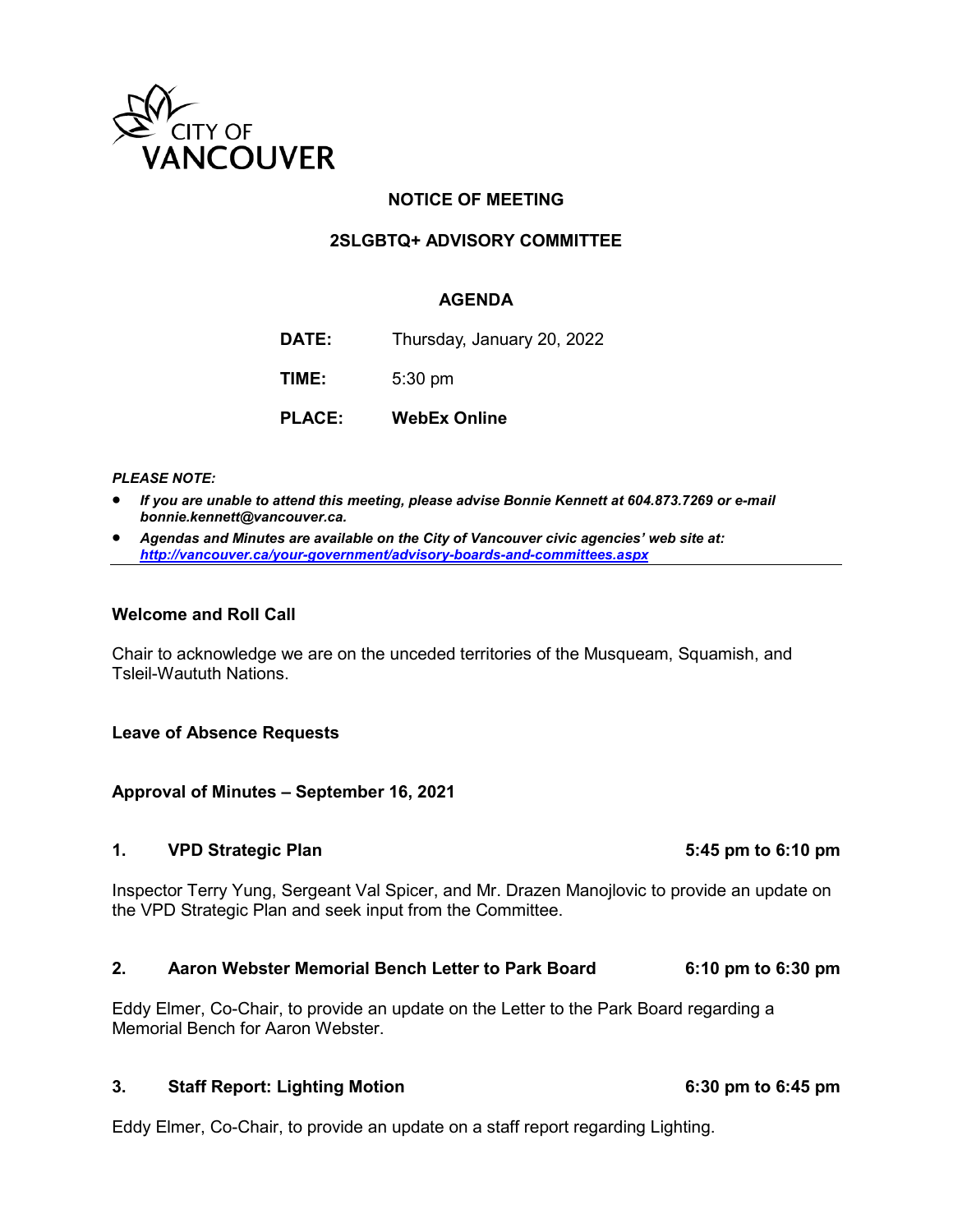CITY OF VANCOUVER

# NOTICE OF MEETING

## 2SLGBTQ+ ADVISORY COMMITTEE

## AGENDA

**DATE:** Thursday, January 20, 2022

**TIME:** 5:30 pm

**PLACE:** **WebEx Online**

***PLEASE NOTE:***

- ***If you are unable to attend this meeting, please advise Bonnie Kennett at 604.873.7269 or e-mail bonnie.kennett@vancouver.ca.***
- ***Agendas and Minutes are available on the City of Vancouver civic agencies' web site at: http://vancouver.ca/your-government/advisory-boards-and-committees.aspx***

---

**Welcome and Roll Call**

Chair to acknowledge we are on the unceded territories of the Musqueam, Squamish, and Tsleil-Waututh Nations.

**Leave of Absence Requests**

**Approval of Minutes – September 16, 2021**

**1. VPD Strategic Plan** **5:45 pm to 6:10 pm**

Inspector Terry Yung, Sergeant Val Spicer, and Mr. Drazen Manojlovic to provide an update on the VPD Strategic Plan and seek input from the Committee.

**2. Aaron Webster Memorial Bench Letter to Park Board** **6:10 pm to 6:30 pm**

Eddy Elmer, Co-Chair, to provide an update on the Letter to the Park Board regarding a Memorial Bench for Aaron Webster.

**3. Staff Report: Lighting Motion** **6:30 pm to 6:45 pm**

Eddy Elmer, Co-Chair, to provide an update on a staff report regarding Lighting.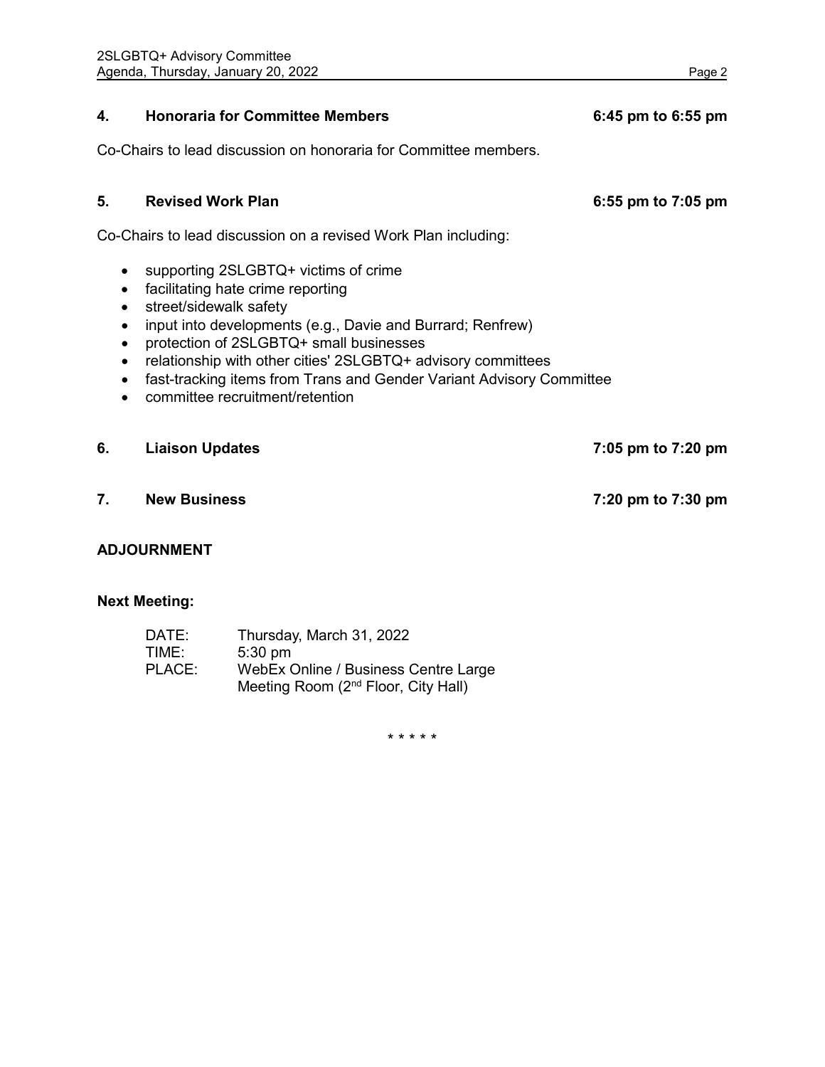### 4. Honoraria for Committee Members — 6:45 pm to 6:55 pm

Co-Chairs to lead discussion on honoraria for Committee members.

### 5. Revised Work Plan — 6:55 pm to 7:05 pm

Co-Chairs to lead discussion on a revised Work Plan including:

- supporting 2SLGBTQ+ victims of crime
- facilitating hate crime reporting
- street/sidewalk safety
- input into developments (e.g., Davie and Burrard; Renfrew)
- protection of 2SLGBTQ+ small businesses
- relationship with other cities' 2SLGBTQ+ advisory committees
- fast-tracking items from Trans and Gender Variant Advisory Committee
- committee recruitment/retention

### 6. Liaison Updates — 7:05 pm to 7:20 pm

### 7. New Business — 7:20 pm to 7:30 pm

**ADJOURNMENT**

**Next Meeting:**

DATE: Thursday, March 31, 2022
TIME: 5:30 pm
PLACE: WebEx Online / Business Centre Large Meeting Room (2nd Floor, City Hall)

* * * * *